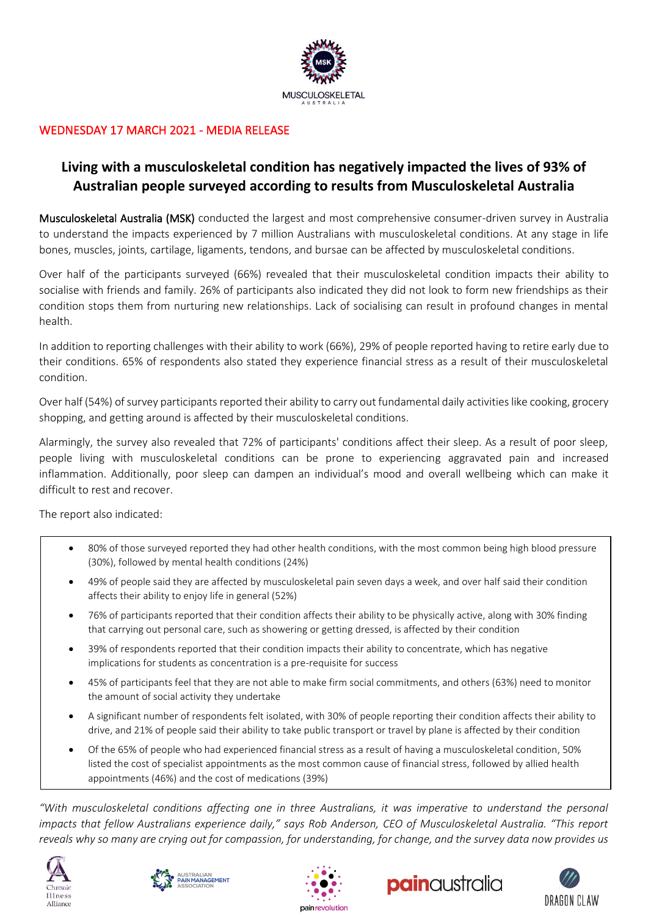WEDNESDAY 17 MARCH 2021 - MEDIA RELEASE

# Living with a musculoskeletal condition has negatively impacted the lives of 93% of Australian people surveyed according to results from Musculoskeletal Australia

Musculoskeletal Australia (MSK) conducted the largest and most comprehensive consumer-driven survey in Australia to understand the impacts experienced by 7 million Australians with musculoskeletal conditions. At any stage in life bones, muscles, joints, cartilage, ligaments, tendons, and bursae can be affected by musculoskeletal conditions.

Over half of the participants surveyed (66%) revealed that their musculoskeletal condition impacts their ability to socialise with friends and family. 26% of participants also indicated they did not look to form new friendships as their condition stops them from nurturing new relationships. Lack of socialising can result in profound changes in mental health.

In addition to reporting challenges with their ability to work (66%), 29% of people reported having to retire early due to their conditions. 65% of respondents also stated they experience financial stress as a result of their musculoskeletal condition.

Over half (54%) of survey participants reported their ability to carry out fundamental daily activities like cooking, grocery shopping, and getting around is affected by their musculoskeletal conditions.

Alarmingly, the survey also revealed that 72% of participants' conditions affect their sleep. As a result of poor sleep, people living with musculoskeletal conditions can be prone to experiencing aggravated pain and increased inflammation. Additionally, poor sleep can dampen an individual's mood and overall wellbeing which can make it difficult to rest and recover.

The report also indicated:

- 80% of those surveyed reported they had other health conditions, with the most common being high blood pressure (30%), followed by mental health conditions (24%)
- 49% of people said they are affected by musculoskeletal pain seven days a week, and over half said their condition affects their ability to enjoy life in general (52%)
- 76% of participants reported that their condition affects their ability to be physically active, along with 30% finding that carrying out personal care, such as showering or getting dressed, is affected by their condition
- 39% of respondents reported that their condition impacts their ability to concentrate, which has negative implications for students as concentration is a pre-requisite for success
- 45% of participants feel that they are not able to make firm social commitments, and others (63%) need to monitor the amount of social activity they undertake
- A significant number of respondents felt isolated, with 30% of people reporting their condition affects their ability to drive, and 21% of people said their ability to take public transport or travel by plane is affected by their condition
- Of the 65% of people who had experienced financial stress as a result of having a musculoskeletal condition, 50% listed the cost of specialist appointments as the most common cause of financial stress, followed by allied health appointments (46%) and the cost of medications (39%)

*"With musculoskeletal conditions affecting one in three Australians, it was imperative to understand the personal impacts that fellow Australians experience daily," says Rob Anderson, CEO of Musculoskeletal Australia. "This report reveals why so many are crying out for compassion, for understanding, for change, and the survey data now provides us*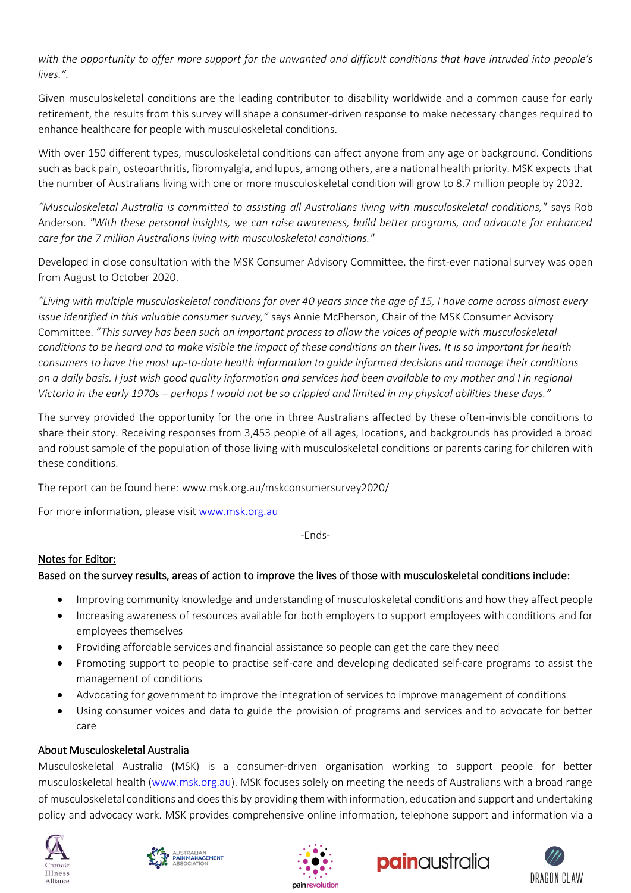*with the opportunity to offer more support for the unwanted and difficult conditions that have intruded into people's lives.".*

Given musculoskeletal conditions are the leading contributor to disability worldwide and a common cause for early retirement, the results from this survey will shape a consumer-driven response to make necessary changes required to enhance healthcare for people with musculoskeletal conditions.

With over 150 different types, musculoskeletal conditions can affect anyone from any age or background. Conditions such as back pain, osteoarthritis, fibromyalgia, and lupus, among others, are a national health priority. MSK expects that the number of Australians living with one or more musculoskeletal condition will grow to 8.7 million people by 2032.

*"Musculoskeletal Australia is committed to assisting all Australians living with musculoskeletal conditions,"* says Rob Anderson. *"With these personal insights, we can raise awareness, build better programs, and advocate for enhanced care for the 7 million Australians living with musculoskeletal conditions."*

Developed in close consultation with the MSK Consumer Advisory Committee, the first-ever national survey was open from August to October 2020.

*"Living with multiple musculoskeletal conditions for over 40 years since the age of 15, I have come across almost every issue identified in this valuable consumer survey,"* says Annie McPherson, Chair of the MSK Consumer Advisory Committee. "*This survey has been such an important process to allow the voices of people with musculoskeletal conditions to be heard and to make visible the impact of these conditions on their lives. It is so important for health consumers to have the most up-to-date health information to guide informed decisions and manage their conditions on a daily basis. I just wish good quality information and services had been available to my mother and I in regional Victoria in the early 1970s – perhaps I would not be so crippled and limited in my physical abilities these days."*

The survey provided the opportunity for the one in three Australians affected by these often-invisible conditions to share their story. Receiving responses from 3,453 people of all ages, locations, and backgrounds has provided a broad and robust sample of the population of those living with musculoskeletal conditions or parents caring for children with these conditions.

The report can be found here: www.msk.org.au/mskconsumersurvey2020/

For more information, please visit www.msk.org.au

-Ends-

## Notes for Editor:

### Based on the survey results, areas of action to improve the lives of those with musculoskeletal conditions include:

- Improving community knowledge and understanding of musculoskeletal conditions and how they affect people
- Increasing awareness of resources available for both employers to support employees with conditions and for employees themselves
- Providing affordable services and financial assistance so people can get the care they need
- Promoting support to people to practise self-care and developing dedicated self-care programs to assist the management of conditions
- Advocating for government to improve the integration of services to improve management of conditions
- Using consumer voices and data to guide the provision of programs and services and to advocate for better care

### About Musculoskeletal Australia

Musculoskeletal Australia (MSK) is a consumer-driven organisation working to support people for better musculoskeletal health (www.msk.org.au). MSK focuses solely on meeting the needs of Australians with a broad range of musculoskeletal conditions and does this by providing them with information, education and support and undertaking policy and advocacy work. MSK provides comprehensive online information, telephone support and information via a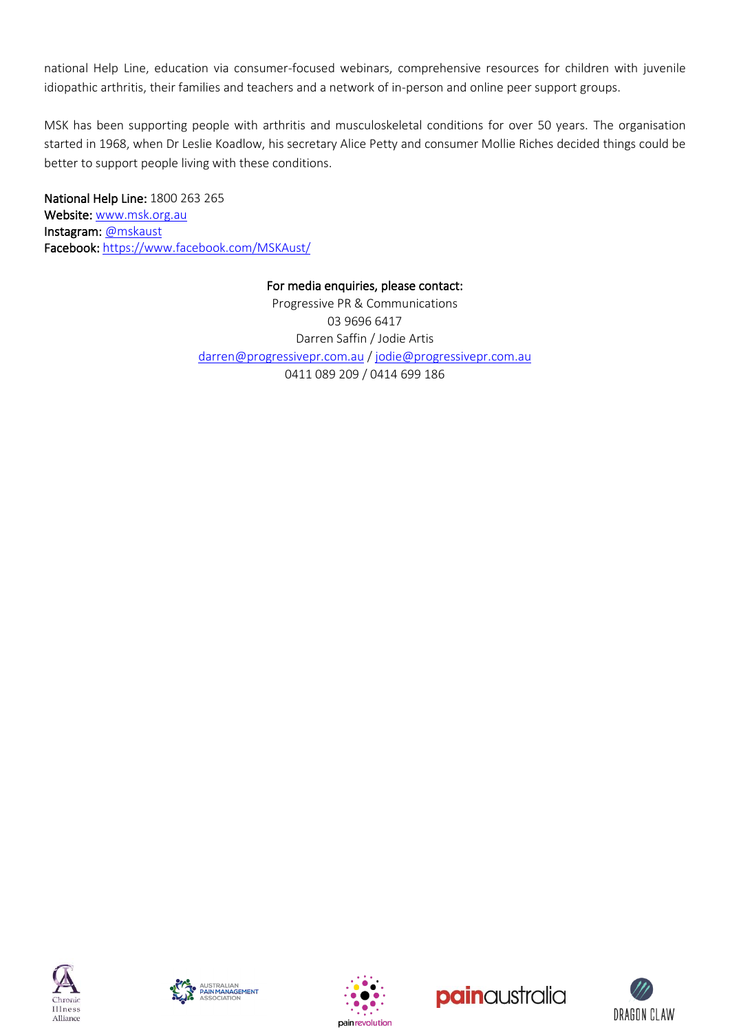national Help Line, education via consumer-focused webinars, comprehensive resources for children with juvenile idiopathic arthritis, their families and teachers and a network of in-person and online peer support groups.

MSK has been supporting people with arthritis and musculoskeletal conditions for over 50 years. The organisation started in 1968, when Dr Leslie Koadlow, his secretary Alice Petty and consumer Mollie Riches decided things could be better to support people living with these conditions.

**National Help Line:** 1800 263 265
**Website:** www.msk.org.au
**Instagram:** @mskaust
**Facebook:** https://www.facebook.com/MSKAust/

**For media enquiries, please contact:**
Progressive PR & Communications
03 9696 6417
Darren Saffin / Jodie Artis
darren@progressivepr.com.au / jodie@progressivepr.com.au
0411 089 209 / 0414 699 186

Chronic Illness Alliance
Australian Pain Management Association
painrevolution
painaustralia
DRAGON CLAW